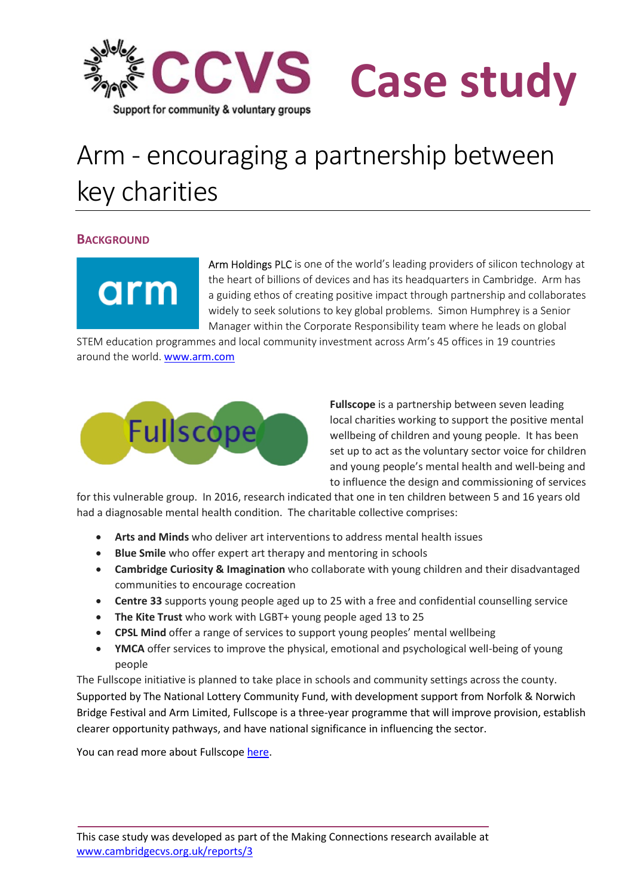CCVS Support for community & voluntary groups

# Case study

# Arm - encouraging a partnership between key charities

## Background

Arm Holdings PLC is one of the world's leading providers of silicon technology at the heart of billions of devices and has its headquarters in Cambridge. Arm has a guiding ethos of creating positive impact through partnership and collaborates widely to seek solutions to key global problems. Simon Humphrey is a Senior Manager within the Corporate Responsibility team where he leads on global STEM education programmes and local community investment across Arm's 45 offices in 19 countries around the world. [www.arm.com](http://www.arm.com)

**Fullscope** is a partnership between seven leading local charities working to support the positive mental wellbeing of children and young people. It has been set up to act as the voluntary sector voice for children and young people's mental health and well-being and to influence the design and commissioning of services for this vulnerable group. In 2016, research indicated that one in ten children between 5 and 16 years old had a diagnosable mental health condition. The charitable collective comprises:

- **Arts and Minds** who deliver art interventions to address mental health issues
- **Blue Smile** who offer expert art therapy and mentoring in schools
- **Cambridge Curiosity & Imagination** who collaborate with young children and their disadvantaged communities to encourage cocreation
- **Centre 33** supports young people aged up to 25 with a free and confidential counselling service
- **The Kite Trust** who work with LGBT+ young people aged 13 to 25
- **CPSL Mind** offer a range of services to support young peoples' mental wellbeing
- **YMCA** offer services to improve the physical, emotional and psychological well-being of young people

The Fullscope initiative is planned to take place in schools and community settings across the county. Supported by The National Lottery Community Fund, with development support from Norfolk & Norwich Bridge Festival and Arm Limited, Fullscope is a three-year programme that will improve provision, establish clearer opportunity pathways, and have national significance in influencing the sector.

You can read more about Fullscope here.

This case study was developed as part of the Making Connections research available at [www.cambridgecvs.org.uk/reports/3](http://www.cambridgecvs.org.uk/reports/3)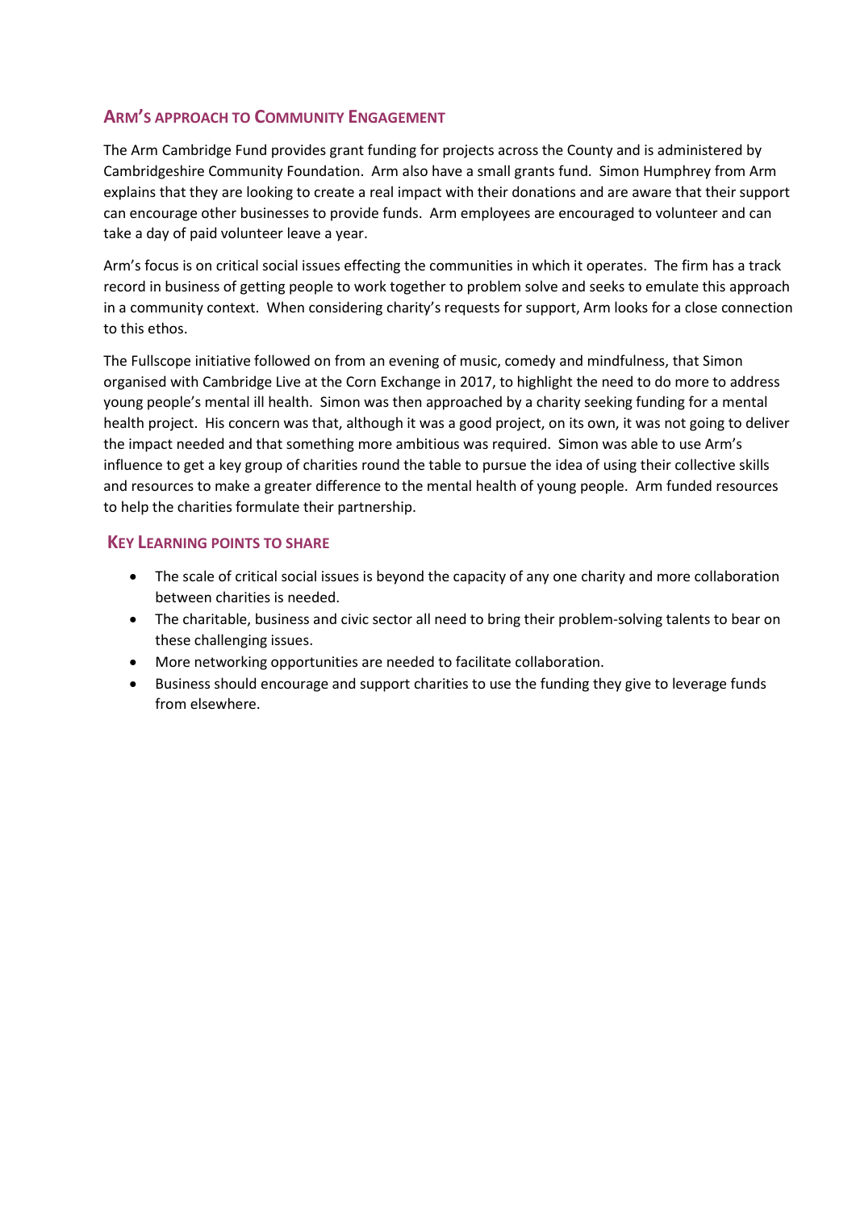## Arm's Approach to Community Engagement

The Arm Cambridge Fund provides grant funding for projects across the County and is administered by Cambridgeshire Community Foundation. Arm also have a small grants fund. Simon Humphrey from Arm explains that they are looking to create a real impact with their donations and are aware that their support can encourage other businesses to provide funds. Arm employees are encouraged to volunteer and can take a day of paid volunteer leave a year.

Arm's focus is on critical social issues effecting the communities in which it operates. The firm has a track record in business of getting people to work together to problem solve and seeks to emulate this approach in a community context. When considering charity's requests for support, Arm looks for a close connection to this ethos.

The Fullscope initiative followed on from an evening of music, comedy and mindfulness, that Simon organised with Cambridge Live at the Corn Exchange in 2017, to highlight the need to do more to address young people's mental ill health. Simon was then approached by a charity seeking funding for a mental health project. His concern was that, although it was a good project, on its own, it was not going to deliver the impact needed and that something more ambitious was required. Simon was able to use Arm's influence to get a key group of charities round the table to pursue the idea of using their collective skills and resources to make a greater difference to the mental health of young people. Arm funded resources to help the charities formulate their partnership.

## Key Learning Points to Share

- The scale of critical social issues is beyond the capacity of any one charity and more collaboration between charities is needed.
- The charitable, business and civic sector all need to bring their problem-solving talents to bear on these challenging issues.
- More networking opportunities are needed to facilitate collaboration.
- Business should encourage and support charities to use the funding they give to leverage funds from elsewhere.